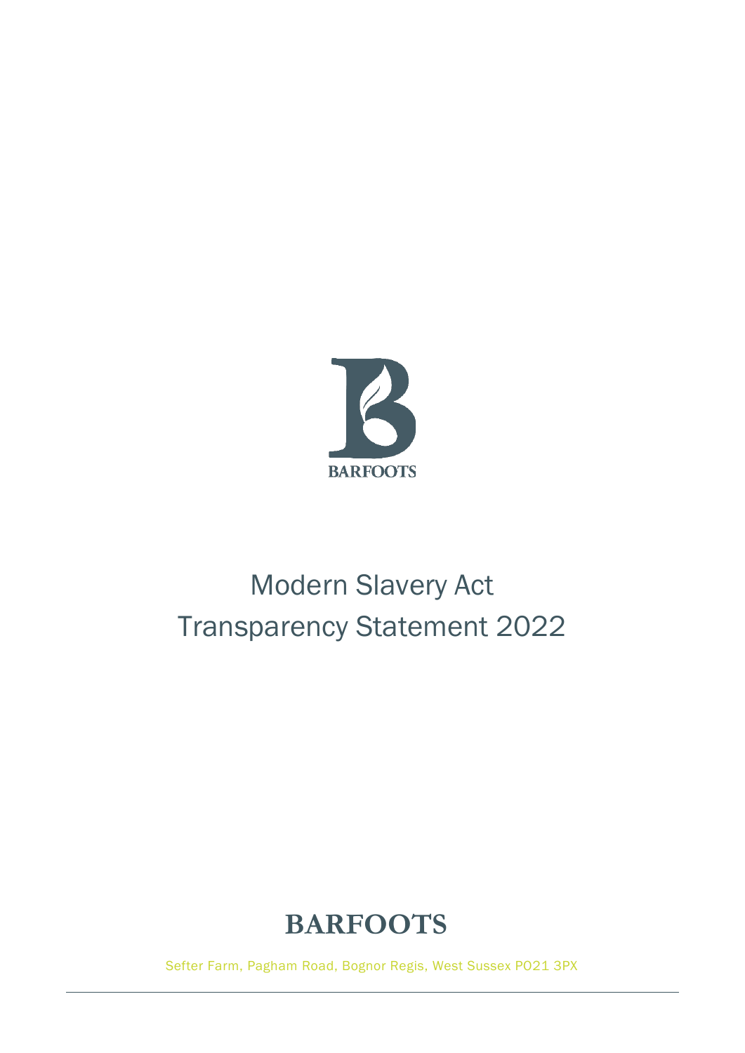BARFOOTS

# Modern Slavery Act Transparency Statement 2022

BARFOOTS

Sefter Farm, Pagham Road, Bognor Regis, West Sussex PO21 3PX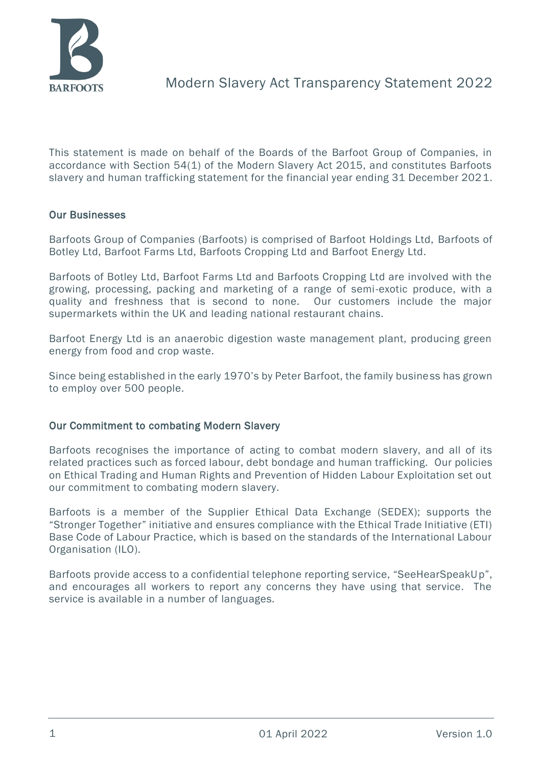BARFOOTS

# Modern Slavery Act Transparency Statement 2022

This statement is made on behalf of the Boards of the Barfoot Group of Companies, in accordance with Section 54(1) of the Modern Slavery Act 2015, and constitutes Barfoots slavery and human trafficking statement for the financial year ending 31 December 2021.

## Our Businesses

Barfoots Group of Companies (Barfoots) is comprised of Barfoot Holdings Ltd, Barfoots of Botley Ltd, Barfoot Farms Ltd, Barfoots Cropping Ltd and Barfoot Energy Ltd.

Barfoots of Botley Ltd, Barfoot Farms Ltd and Barfoots Cropping Ltd are involved with the growing, processing, packing and marketing of a range of semi-exotic produce, with a quality and freshness that is second to none. Our customers include the major supermarkets within the UK and leading national restaurant chains.

Barfoot Energy Ltd is an anaerobic digestion waste management plant, producing green energy from food and crop waste.

Since being established in the early 1970's by Peter Barfoot, the family business has grown to employ over 500 people.

## Our Commitment to combating Modern Slavery

Barfoots recognises the importance of acting to combat modern slavery, and all of its related practices such as forced labour, debt bondage and human trafficking. Our policies on Ethical Trading and Human Rights and Prevention of Hidden Labour Exploitation set out our commitment to combating modern slavery.

Barfoots is a member of the Supplier Ethical Data Exchange (SEDEX); supports the "Stronger Together" initiative and ensures compliance with the Ethical Trade Initiative (ETI) Base Code of Labour Practice, which is based on the standards of the International Labour Organisation (ILO).

Barfoots provide access to a confidential telephone reporting service, "SeeHearSpeakUp", and encourages all workers to report any concerns they have using that service. The service is available in a number of languages.

01 April 2022 Version 1.0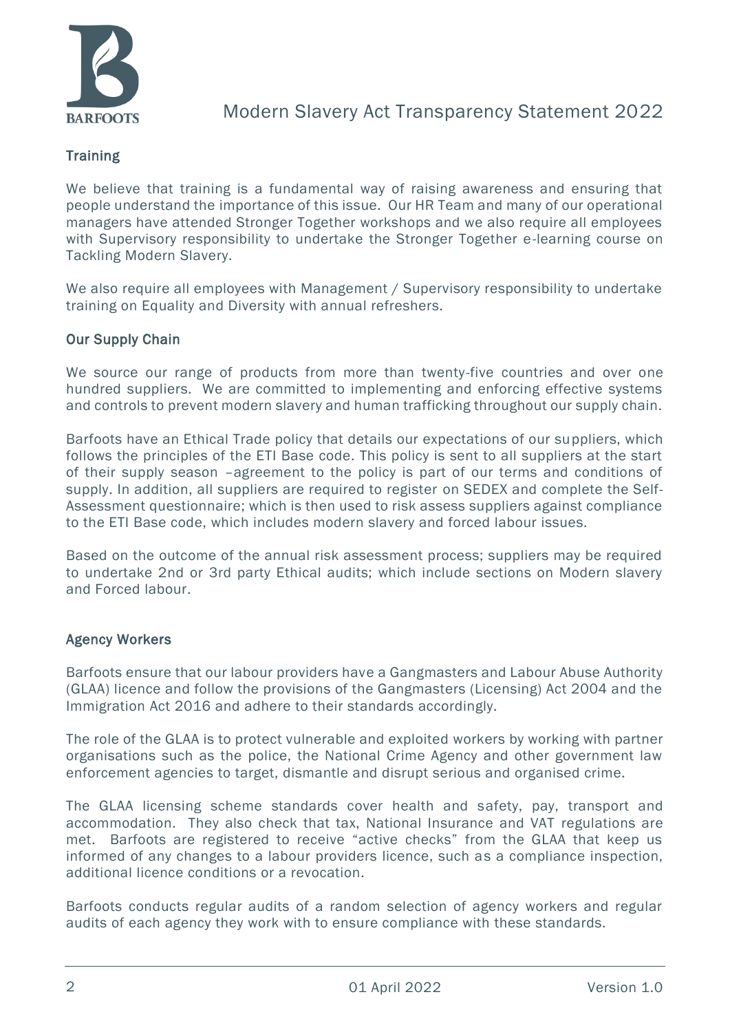## Training

We believe that training is a fundamental way of raising awareness and ensuring that people understand the importance of this issue. Our HR Team and many of our operational managers have attended Stronger Together workshops and we also require all employees with Supervisory responsibility to undertake the Stronger Together e-learning course on Tackling Modern Slavery.

We also require all employees with Management / Supervisory responsibility to undertake training on Equality and Diversity with annual refreshers.

## Our Supply Chain

We source our range of products from more than twenty-five countries and over one hundred suppliers. We are committed to implementing and enforcing effective systems and controls to prevent modern slavery and human trafficking throughout our supply chain.

Barfoots have an Ethical Trade policy that details our expectations of our suppliers, which follows the principles of the ETI Base code. This policy is sent to all suppliers at the start of their supply season –agreement to the policy is part of our terms and conditions of supply. In addition, all suppliers are required to register on SEDEX and complete the Self-Assessment questionnaire; which is then used to risk assess suppliers against compliance to the ETI Base code, which includes modern slavery and forced labour issues.

Based on the outcome of the annual risk assessment process; suppliers may be required to undertake 2nd or 3rd party Ethical audits; which include sections on Modern slavery and Forced labour.

## Agency Workers

Barfoots ensure that our labour providers have a Gangmasters and Labour Abuse Authority (GLAA) licence and follow the provisions of the Gangmasters (Licensing) Act 2004 and the Immigration Act 2016 and adhere to their standards accordingly.

The role of the GLAA is to protect vulnerable and exploited workers by working with partner organisations such as the police, the National Crime Agency and other government law enforcement agencies to target, dismantle and disrupt serious and organised crime.

The GLAA licensing scheme standards cover health and safety, pay, transport and accommodation. They also check that tax, National Insurance and VAT regulations are met. Barfoots are registered to receive "active checks" from the GLAA that keep us informed of any changes to a labour providers licence, such as a compliance inspection, additional licence conditions or a revocation.

Barfoots conducts regular audits of a random selection of agency workers and regular audits of each agency they work with to ensure compliance with these standards.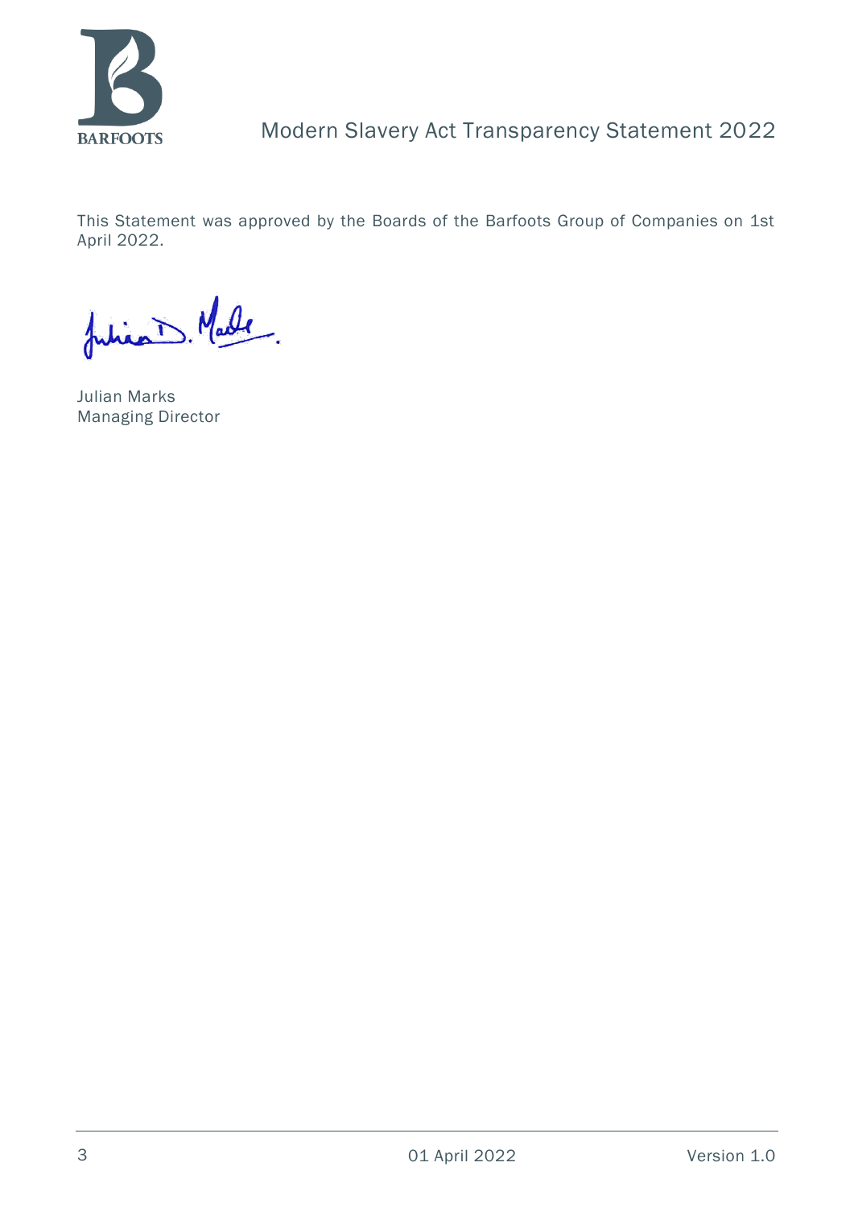Modern Slavery Act Transparency Statement 2022

This Statement was approved by the Boards of the Barfoots Group of Companies on 1st April 2022.

Julian Marks
Managing Director